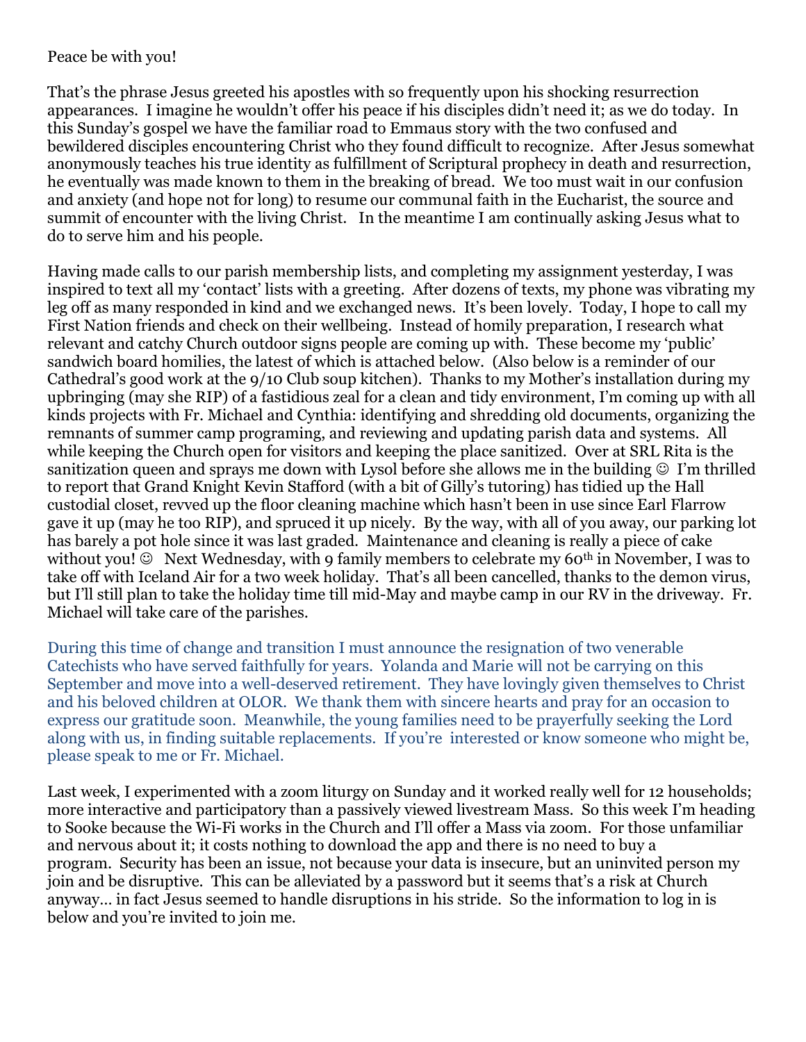Peace be with you!

That's the phrase Jesus greeted his apostles with so frequently upon his shocking resurrection appearances. I imagine he wouldn't offer his peace if his disciples didn't need it; as we do today. In this Sunday's gospel we have the familiar road to Emmaus story with the two confused and bewildered disciples encountering Christ who they found difficult to recognize. After Jesus somewhat anonymously teaches his true identity as fulfillment of Scriptural prophecy in death and resurrection, he eventually was made known to them in the breaking of bread. We too must wait in our confusion and anxiety (and hope not for long) to resume our communal faith in the Eucharist, the source and summit of encounter with the living Christ. In the meantime I am continually asking Jesus what to do to serve him and his people.

Having made calls to our parish membership lists, and completing my assignment yesterday, I was inspired to text all my 'contact' lists with a greeting. After dozens of texts, my phone was vibrating my leg off as many responded in kind and we exchanged news. It's been lovely. Today, I hope to call my First Nation friends and check on their wellbeing. Instead of homily preparation, I research what relevant and catchy Church outdoor signs people are coming up with. These become my 'public' sandwich board homilies, the latest of which is attached below. (Also below is a reminder of our Cathedral's good work at the 9/10 Club soup kitchen). Thanks to my Mother's installation during my upbringing (may she RIP) of a fastidious zeal for a clean and tidy environment, I'm coming up with all kinds projects with Fr. Michael and Cynthia: identifying and shredding old documents, organizing the remnants of summer camp programing, and reviewing and updating parish data and systems. All while keeping the Church open for visitors and keeping the place sanitized. Over at SRL Rita is the sanitization queen and sprays me down with Lysol before she allows me in the building ☺ I'm thrilled to report that Grand Knight Kevin Stafford (with a bit of Gilly's tutoring) has tidied up the Hall custodial closet, revved up the floor cleaning machine which hasn't been in use since Earl Flarrow gave it up (may he too RIP), and spruced it up nicely. By the way, with all of you away, our parking lot has barely a pot hole since it was last graded. Maintenance and cleaning is really a piece of cake without you! ☺ Next Wednesday, with 9 family members to celebrate my 60th in November, I was to take off with Iceland Air for a two week holiday. That's all been cancelled, thanks to the demon virus, but I'll still plan to take the holiday time till mid-May and maybe camp in our RV in the driveway. Fr. Michael will take care of the parishes.

During this time of change and transition I must announce the resignation of two venerable Catechists who have served faithfully for years. Yolanda and Marie will not be carrying on this September and move into a well-deserved retirement. They have lovingly given themselves to Christ and his beloved children at OLOR. We thank them with sincere hearts and pray for an occasion to express our gratitude soon. Meanwhile, the young families need to be prayerfully seeking the Lord along with us, in finding suitable replacements. If you're interested or know someone who might be, please speak to me or Fr. Michael.

Last week, I experimented with a zoom liturgy on Sunday and it worked really well for 12 households; more interactive and participatory than a passively viewed livestream Mass. So this week I'm heading to Sooke because the Wi-Fi works in the Church and I'll offer a Mass via zoom. For those unfamiliar and nervous about it; it costs nothing to download the app and there is no need to buy a program. Security has been an issue, not because your data is insecure, but an uninvited person my join and be disruptive. This can be alleviated by a password but it seems that's a risk at Church anyway… in fact Jesus seemed to handle disruptions in his stride. So the information to log in is below and you're invited to join me.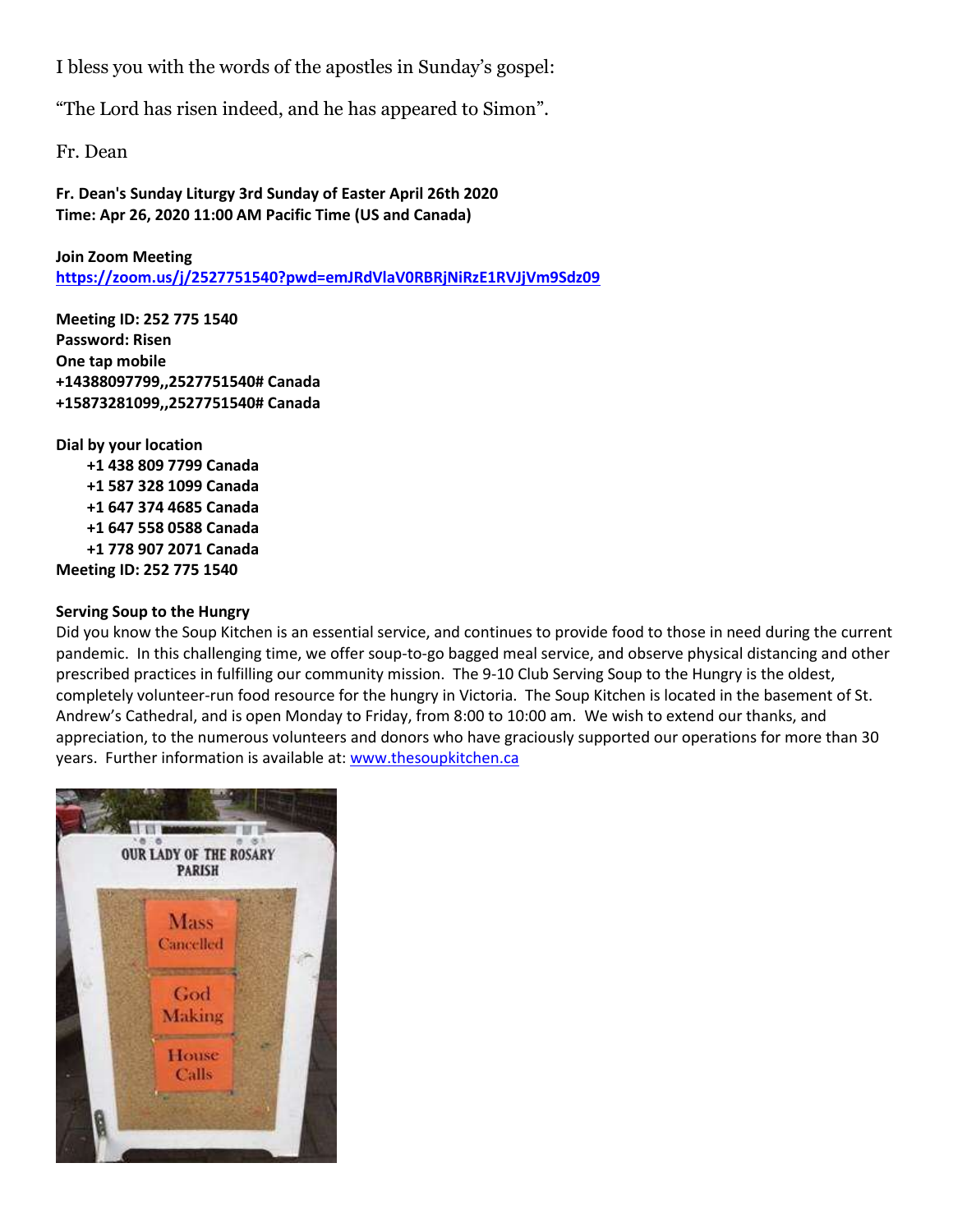I bless you with the words of the apostles in Sunday's gospel:

"The Lord has risen indeed, and he has appeared to Simon".

Fr. Dean

**Fr. Dean's Sunday Liturgy 3rd Sunday of Easter April 26th 2020**
**Time: Apr 26, 2020 11:00 AM Pacific Time (US and Canada)**

**Join Zoom Meeting**
**https://zoom.us/j/2527751540?pwd=emJRdVlaV0RBRjNiRzE1RVJjVm9Sdz09**

**Meeting ID: 252 775 1540**
**Password: Risen**
**One tap mobile**
**+14388097799,,2527751540# Canada**
**+15873281099,,2527751540# Canada**

**Dial by your location**
**+1 438 809 7799 Canada**
**+1 587 328 1099 Canada**
**+1 647 374 4685 Canada**
**+1 647 558 0588 Canada**
**+1 778 907 2071 Canada**
**Meeting ID: 252 775 1540**

**Serving Soup to the Hungry**

Did you know the Soup Kitchen is an essential service, and continues to provide food to those in need during the current pandemic. In this challenging time, we offer soup-to-go bagged meal service, and observe physical distancing and other prescribed practices in fulfilling our community mission. The 9-10 Club Serving Soup to the Hungry is the oldest, completely volunteer-run food resource for the hungry in Victoria. The Soup Kitchen is located in the basement of St. Andrew's Cathedral, and is open Monday to Friday, from 8:00 to 10:00 am. We wish to extend our thanks, and appreciation, to the numerous volunteers and donors who have graciously supported our operations for more than 30 years. Further information is available at: www.thesoupkitchen.ca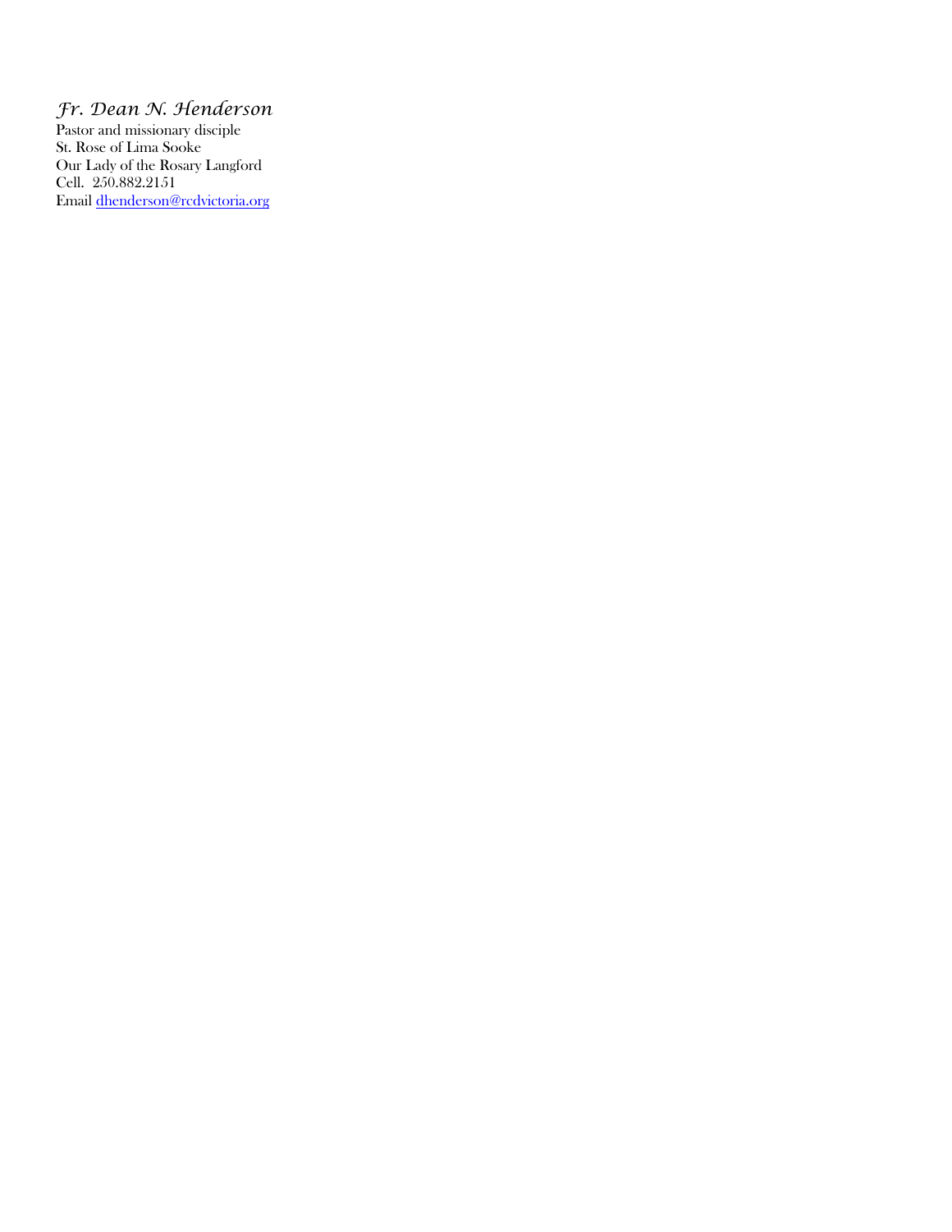*Fr. Dean N. Henderson*  
Pastor and missionary disciple  
St. Rose of Lima Sooke  
Our Lady of the Rosary Langford  
Cell. 250.882.2151  
Email dhenderson@rcdvictoria.org